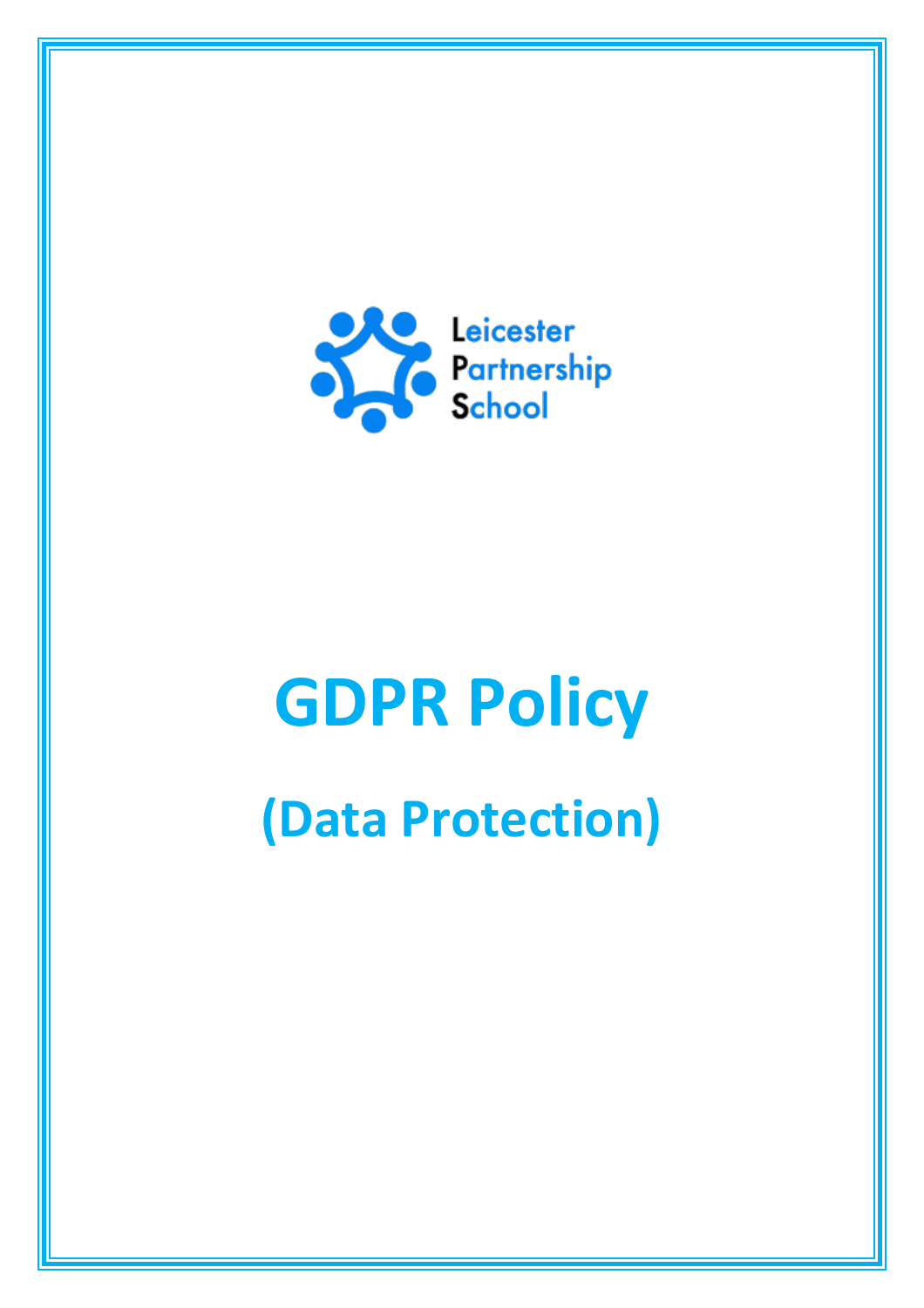Leicester Partnership School

# GDPR Policy

## (Data Protection)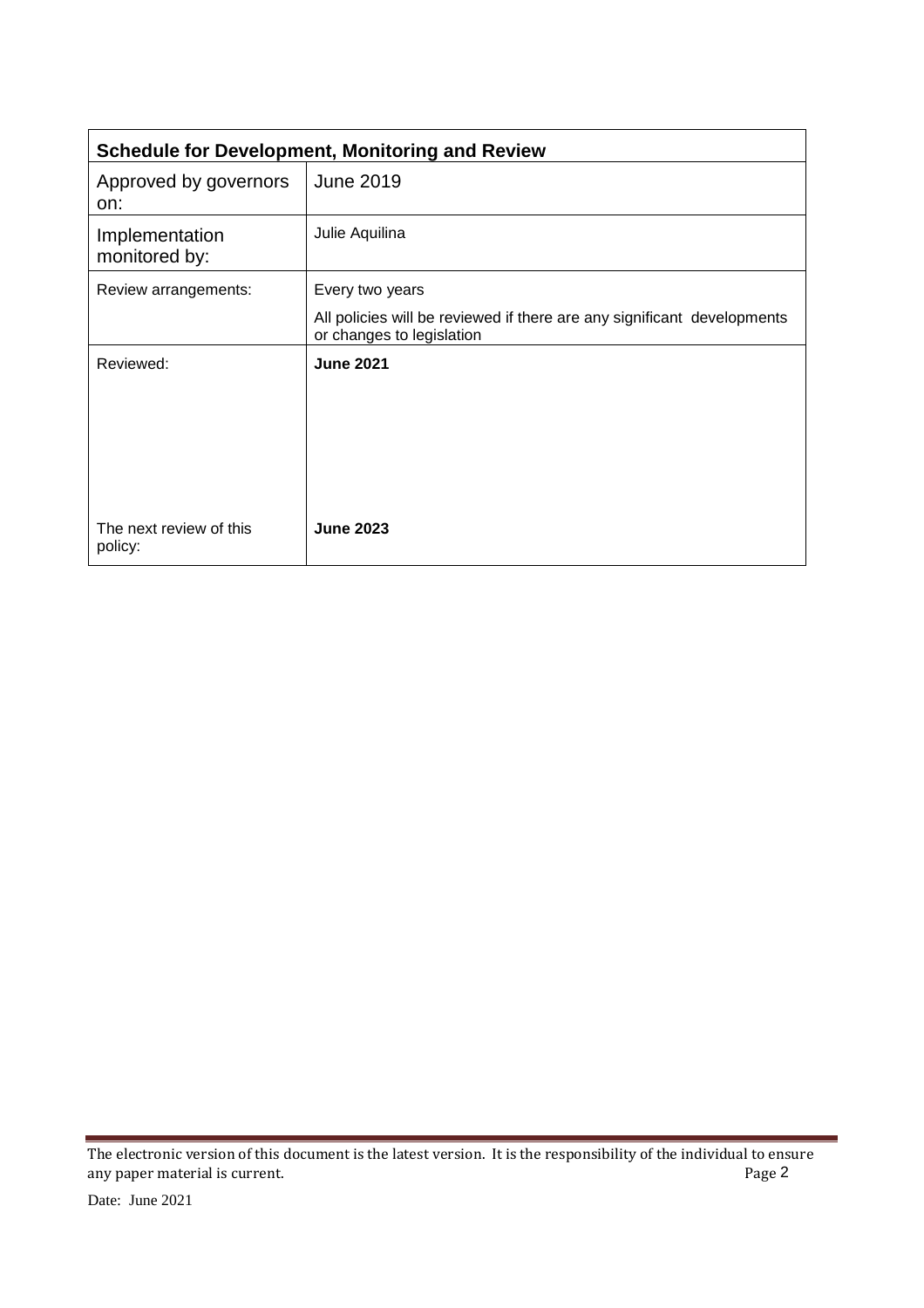| Schedule for Development, Monitoring and Review | |
|---|---|
| Approved by governors on: | June 2019 |
| Implementation monitored by: | Julie Aquilina |
| Review arrangements: | Every two years<br>All policies will be reviewed if there are any significant developments or changes to legislation |
| Reviewed: | **June 2021** |
| The next review of this policy: | **June 2023** |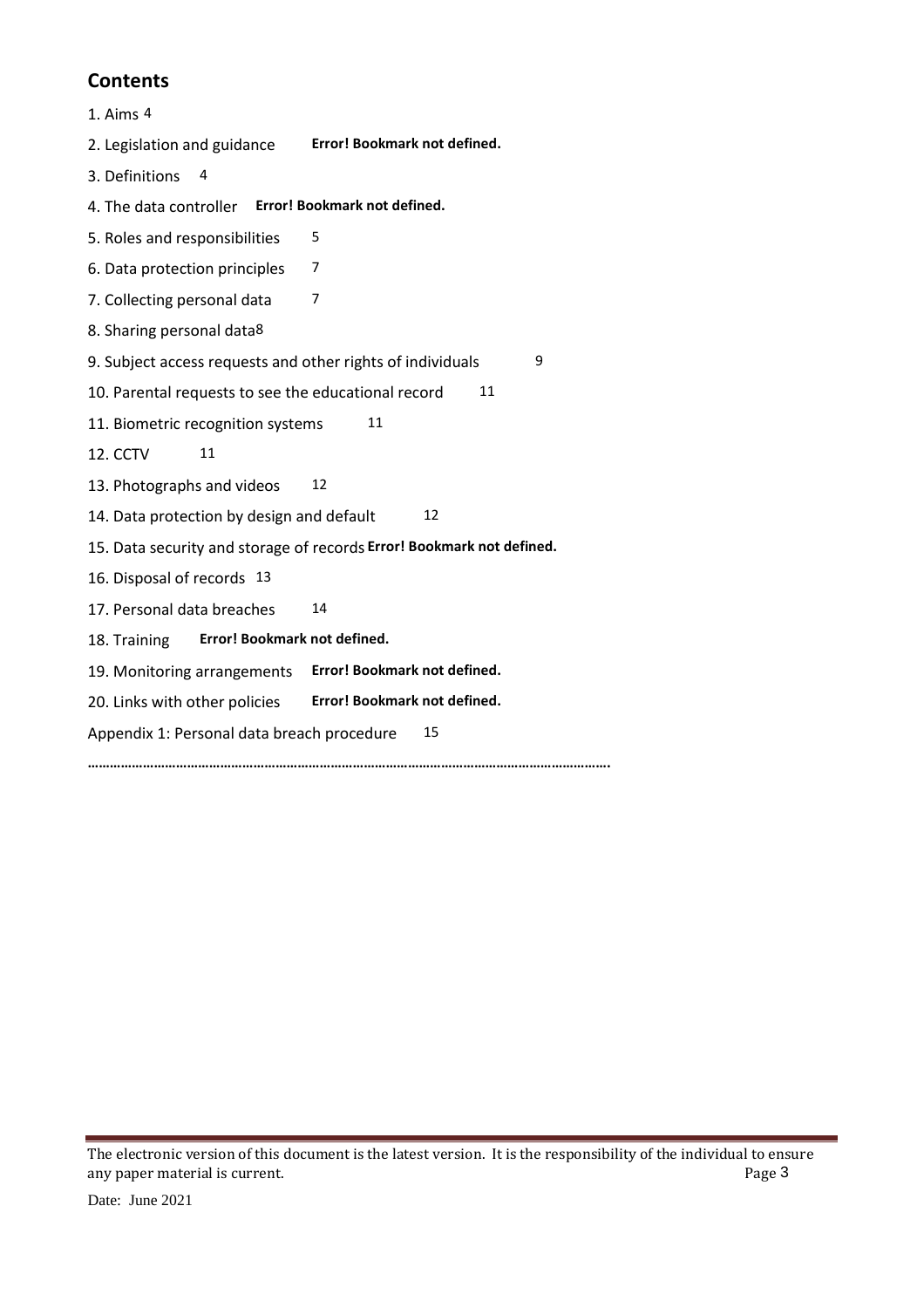## Contents

1. Aims 4

2. Legislation and guidance **Error! Bookmark not defined.**

3. Definitions 4

4. The data controller **Error! Bookmark not defined.**

5. Roles and responsibilities 5

6. Data protection principles 7

7. Collecting personal data 7

8. Sharing personal data 8

9. Subject access requests and other rights of individuals 9

10. Parental requests to see the educational record 11

11. Biometric recognition systems 11

12. CCTV 11

13. Photographs and videos 12

14. Data protection by design and default 12

15. Data security and storage of records **Error! Bookmark not defined.**

16. Disposal of records 13

17. Personal data breaches 14

18. Training **Error! Bookmark not defined.**

19. Monitoring arrangements **Error! Bookmark not defined.**

20. Links with other policies **Error! Bookmark not defined.**

Appendix 1: Personal data breach procedure 15

**…………………………………………………………………………………………………………………….**

The electronic version of this document is the latest version. It is the responsibility of the individual to ensure any paper material is current.

Date: June 2021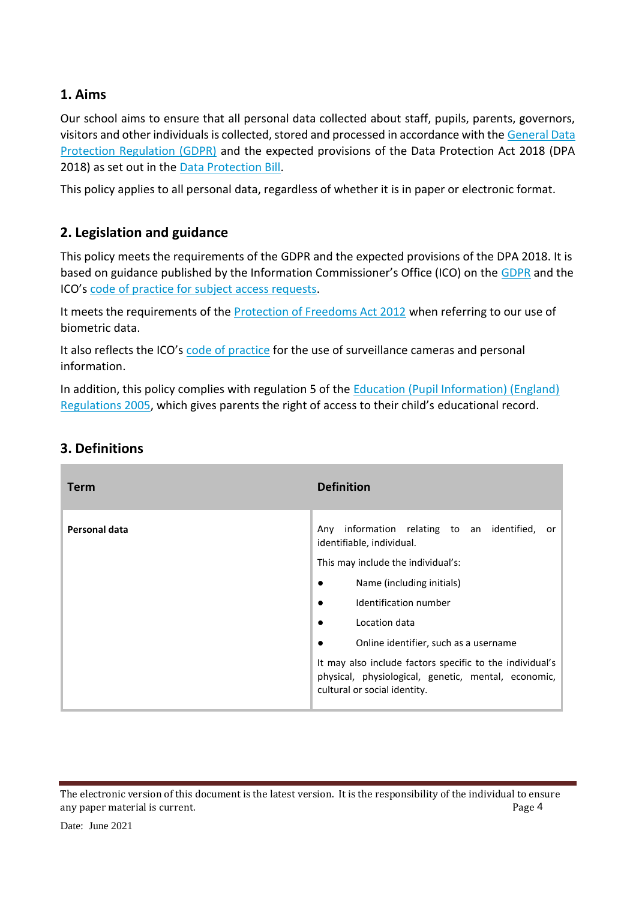## 1. Aims

Our school aims to ensure that all personal data collected about staff, pupils, parents, governors, visitors and other individuals is collected, stored and processed in accordance with the General Data Protection Regulation (GDPR) and the expected provisions of the Data Protection Act 2018 (DPA 2018) as set out in the Data Protection Bill.

This policy applies to all personal data, regardless of whether it is in paper or electronic format.

## 2. Legislation and guidance

This policy meets the requirements of the GDPR and the expected provisions of the DPA 2018. It is based on guidance published by the Information Commissioner's Office (ICO) on the GDPR and the ICO's code of practice for subject access requests.

It meets the requirements of the Protection of Freedoms Act 2012 when referring to our use of biometric data.

It also reflects the ICO's code of practice for the use of surveillance cameras and personal information.

In addition, this policy complies with regulation 5 of the Education (Pupil Information) (England) Regulations 2005, which gives parents the right of access to their child's educational record.

## 3. Definitions

| Term | Definition |
|---|---|
| **Personal data** | Any information relating to an identified, or identifiable, individual.<br><br>This may include the individual's:<br>• Name (including initials)<br>• Identification number<br>• Location data<br>• Online identifier, such as a username<br><br>It may also include factors specific to the individual's physical, physiological, genetic, mental, economic, cultural or social identity. |

The electronic version of this document is the latest version. It is the responsibility of the individual to ensure any paper material is current.

Date: June 2021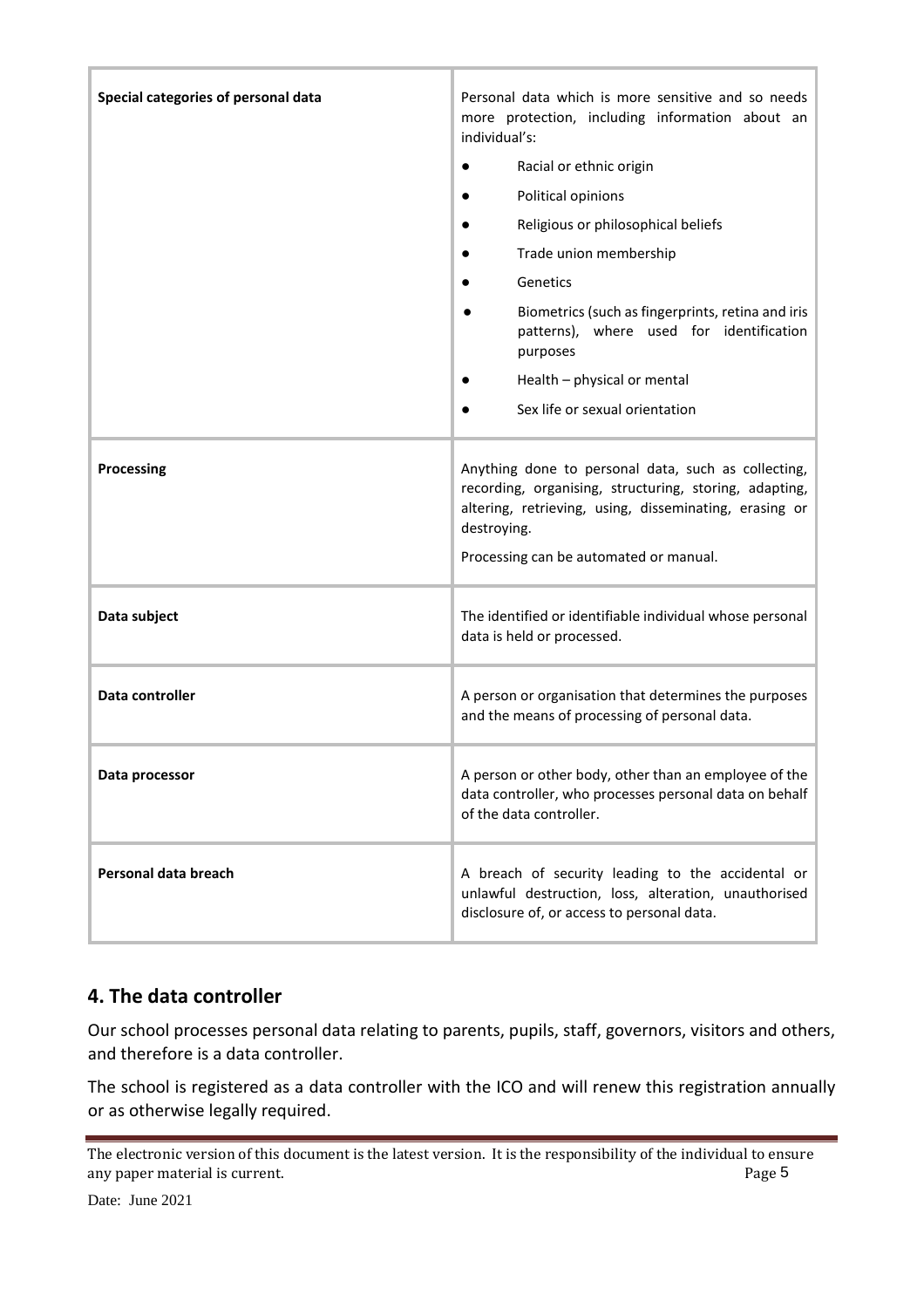| | |
|---|---|
| **Special categories of personal data** | Personal data which is more sensitive and so needs more protection, including information about an individual's:<br>● Racial or ethnic origin<br>● Political opinions<br>● Religious or philosophical beliefs<br>● Trade union membership<br>● Genetics<br>● Biometrics (such as fingerprints, retina and iris patterns), where used for identification purposes<br>● Health – physical or mental<br>● Sex life or sexual orientation |
| **Processing** | Anything done to personal data, such as collecting, recording, organising, structuring, storing, adapting, altering, retrieving, using, disseminating, erasing or destroying.<br>Processing can be automated or manual. |
| **Data subject** | The identified or identifiable individual whose personal data is held or processed. |
| **Data controller** | A person or organisation that determines the purposes and the means of processing of personal data. |
| **Data processor** | A person or other body, other than an employee of the data controller, who processes personal data on behalf of the data controller. |
| **Personal data breach** | A breach of security leading to the accidental or unlawful destruction, loss, alteration, unauthorised disclosure of, or access to personal data. |

## 4. The data controller

Our school processes personal data relating to parents, pupils, staff, governors, visitors and others, and therefore is a data controller.

The school is registered as a data controller with the ICO and will renew this registration annually or as otherwise legally required.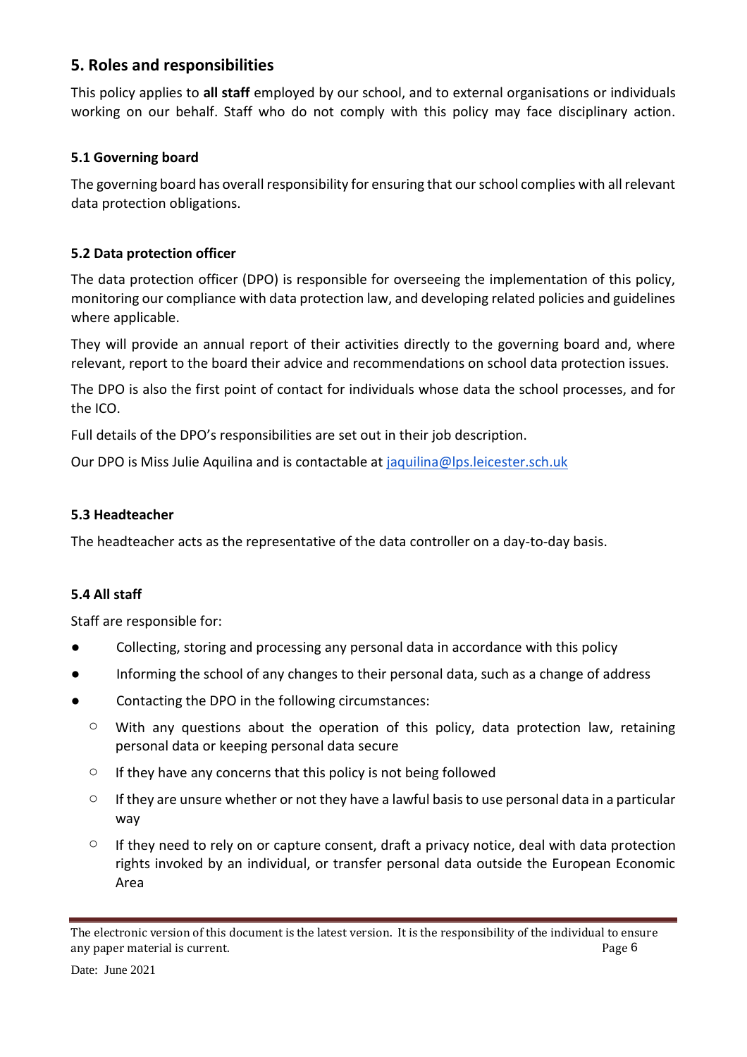## 5. Roles and responsibilities

This policy applies to **all staff** employed by our school, and to external organisations or individuals working on our behalf. Staff who do not comply with this policy may face disciplinary action.

### 5.1 Governing board

The governing board has overall responsibility for ensuring that our school complies with all relevant data protection obligations.

### 5.2 Data protection officer

The data protection officer (DPO) is responsible for overseeing the implementation of this policy, monitoring our compliance with data protection law, and developing related policies and guidelines where applicable.

They will provide an annual report of their activities directly to the governing board and, where relevant, report to the board their advice and recommendations on school data protection issues.

The DPO is also the first point of contact for individuals whose data the school processes, and for the ICO.

Full details of the DPO's responsibilities are set out in their job description.

Our DPO is Miss Julie Aquilina and is contactable at jaquilina@lps.leicester.sch.uk

### 5.3 Headteacher

The headteacher acts as the representative of the data controller on a day-to-day basis.

### 5.4 All staff

Staff are responsible for:

- Collecting, storing and processing any personal data in accordance with this policy
- Informing the school of any changes to their personal data, such as a change of address
- Contacting the DPO in the following circumstances:
  - With any questions about the operation of this policy, data protection law, retaining personal data or keeping personal data secure
  - If they have any concerns that this policy is not being followed
  - If they are unsure whether or not they have a lawful basis to use personal data in a particular way
  - If they need to rely on or capture consent, draft a privacy notice, deal with data protection rights invoked by an individual, or transfer personal data outside the European Economic Area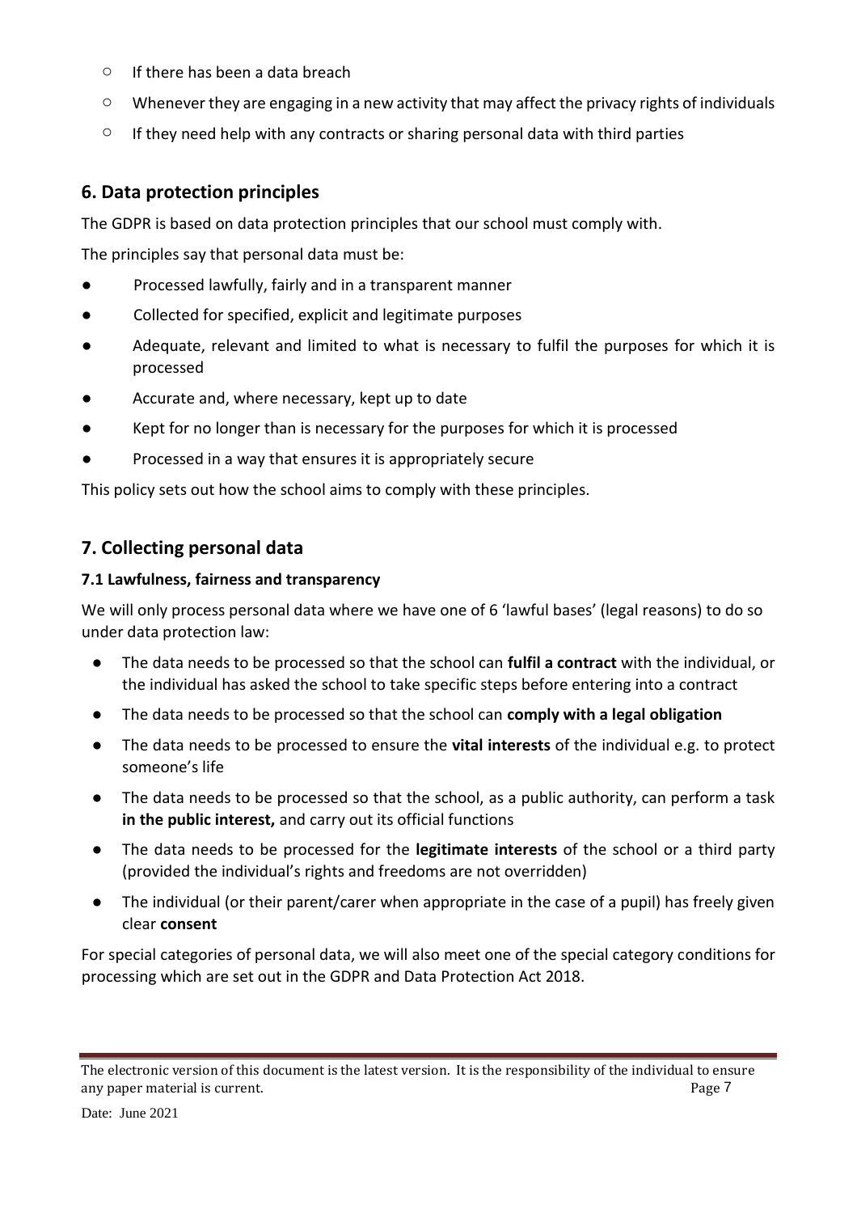- If there has been a data breach
  - Whenever they are engaging in a new activity that may affect the privacy rights of individuals
  - If they need help with any contracts or sharing personal data with third parties

## 6. Data protection principles

The GDPR is based on data protection principles that our school must comply with.

The principles say that personal data must be:

- Processed lawfully, fairly and in a transparent manner
- Collected for specified, explicit and legitimate purposes
- Adequate, relevant and limited to what is necessary to fulfil the purposes for which it is processed
- Accurate and, where necessary, kept up to date
- Kept for no longer than is necessary for the purposes for which it is processed
- Processed in a way that ensures it is appropriately secure

This policy sets out how the school aims to comply with these principles.

## 7. Collecting personal data

### 7.1 Lawfulness, fairness and transparency

We will only process personal data where we have one of 6 'lawful bases' (legal reasons) to do so under data protection law:

- The data needs to be processed so that the school can **fulfil a contract** with the individual, or the individual has asked the school to take specific steps before entering into a contract
- The data needs to be processed so that the school can **comply with a legal obligation**
- The data needs to be processed to ensure the **vital interests** of the individual e.g. to protect someone's life
- The data needs to be processed so that the school, as a public authority, can perform a task **in the public interest,** and carry out its official functions
- The data needs to be processed for the **legitimate interests** of the school or a third party (provided the individual's rights and freedoms are not overridden)
- The individual (or their parent/carer when appropriate in the case of a pupil) has freely given clear **consent**

For special categories of personal data, we will also meet one of the special category conditions for processing which are set out in the GDPR and Data Protection Act 2018.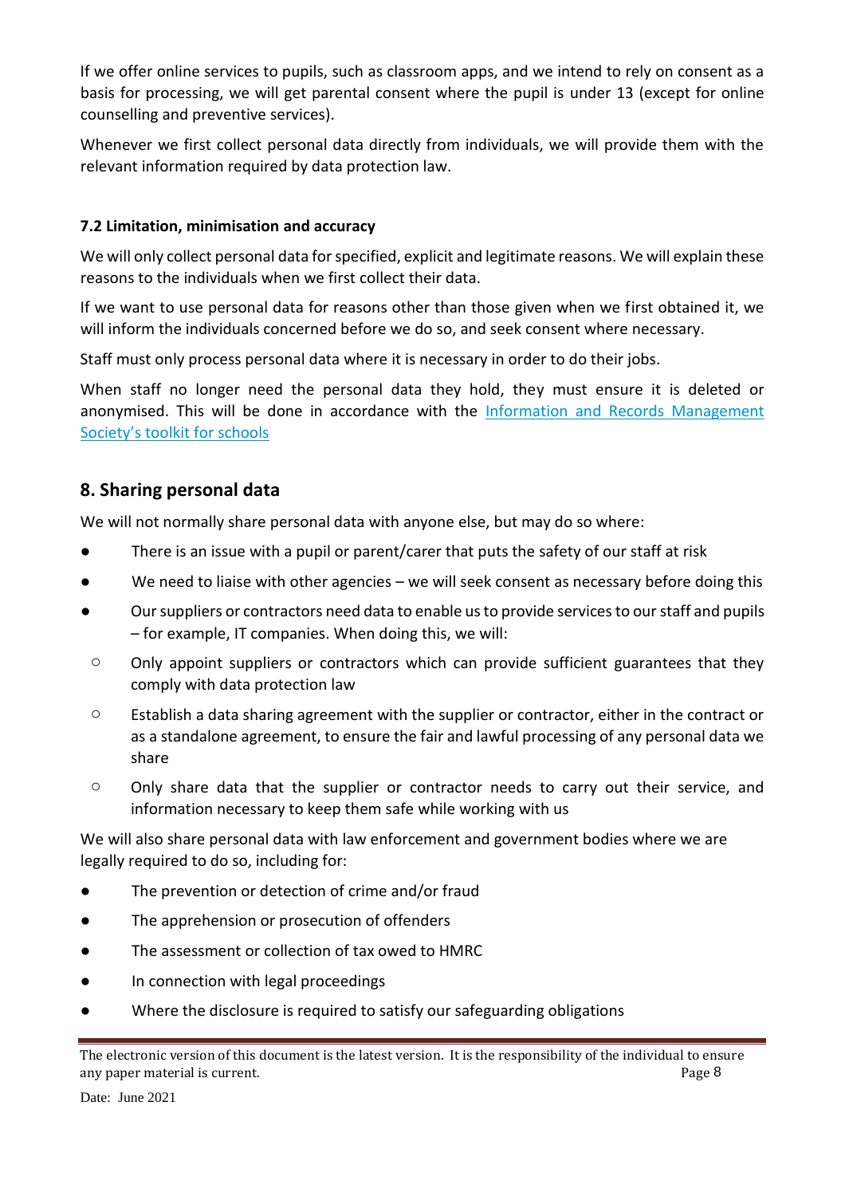If we offer online services to pupils, such as classroom apps, and we intend to rely on consent as a basis for processing, we will get parental consent where the pupil is under 13 (except for online counselling and preventive services).

Whenever we first collect personal data directly from individuals, we will provide them with the relevant information required by data protection law.

### 7.2 Limitation, minimisation and accuracy

We will only collect personal data for specified, explicit and legitimate reasons. We will explain these reasons to the individuals when we first collect their data.

If we want to use personal data for reasons other than those given when we first obtained it, we will inform the individuals concerned before we do so, and seek consent where necessary.

Staff must only process personal data where it is necessary in order to do their jobs.

When staff no longer need the personal data they hold, they must ensure it is deleted or anonymised. This will be done in accordance with the Information and Records Management Society's toolkit for schools

## 8. Sharing personal data

We will not normally share personal data with anyone else, but may do so where:

- There is an issue with a pupil or parent/carer that puts the safety of our staff at risk
- We need to liaise with other agencies – we will seek consent as necessary before doing this
- Our suppliers or contractors need data to enable us to provide services to our staff and pupils – for example, IT companies. When doing this, we will:
  - Only appoint suppliers or contractors which can provide sufficient guarantees that they comply with data protection law
  - Establish a data sharing agreement with the supplier or contractor, either in the contract or as a standalone agreement, to ensure the fair and lawful processing of any personal data we share
  - Only share data that the supplier or contractor needs to carry out their service, and information necessary to keep them safe while working with us

We will also share personal data with law enforcement and government bodies where we are legally required to do so, including for:

- The prevention or detection of crime and/or fraud
- The apprehension or prosecution of offenders
- The assessment or collection of tax owed to HMRC
- In connection with legal proceedings
- Where the disclosure is required to satisfy our safeguarding obligations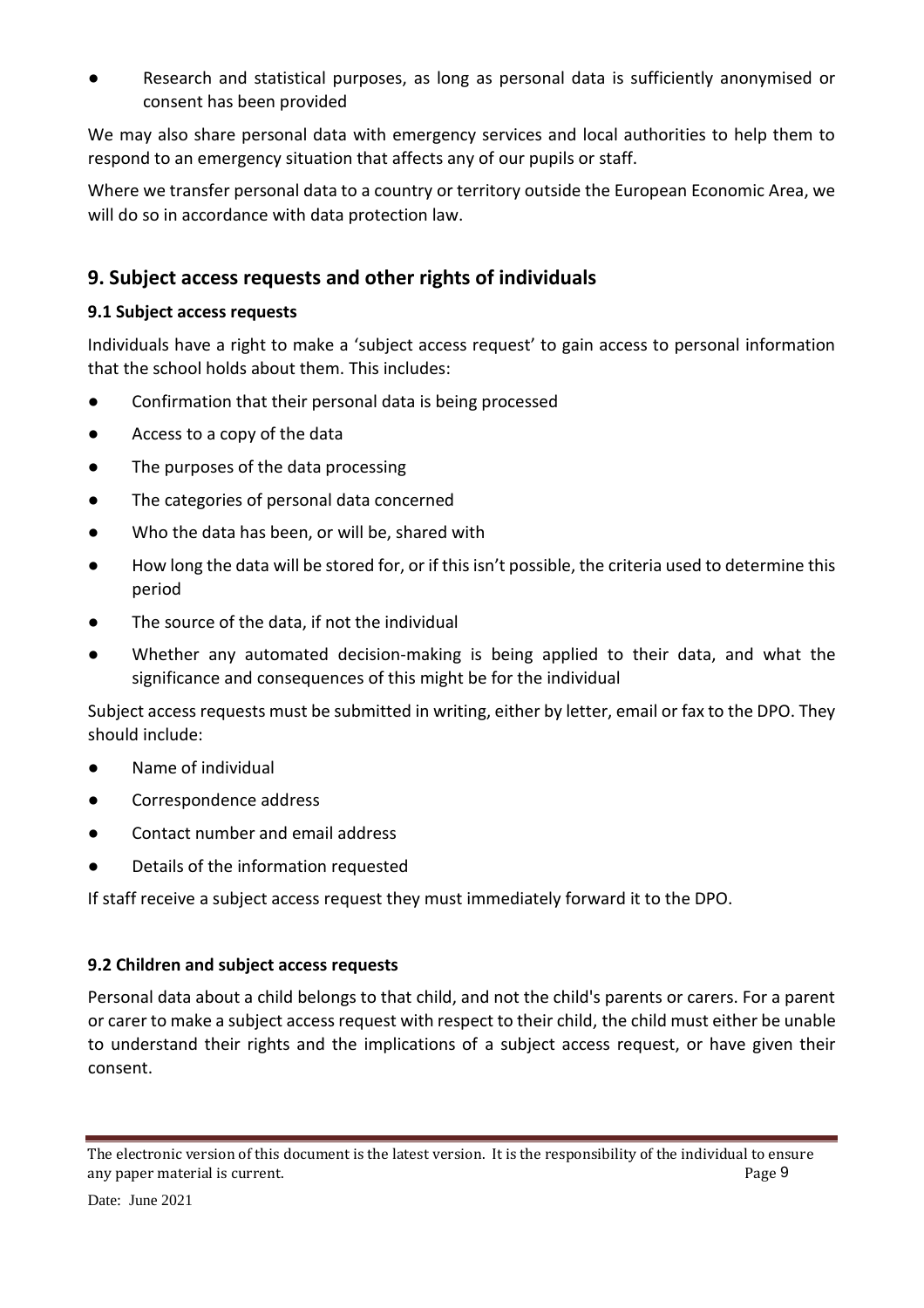- Research and statistical purposes, as long as personal data is sufficiently anonymised or consent has been provided

We may also share personal data with emergency services and local authorities to help them to respond to an emergency situation that affects any of our pupils or staff.

Where we transfer personal data to a country or territory outside the European Economic Area, we will do so in accordance with data protection law.

## 9. Subject access requests and other rights of individuals

### 9.1 Subject access requests

Individuals have a right to make a 'subject access request' to gain access to personal information that the school holds about them. This includes:

- Confirmation that their personal data is being processed
- Access to a copy of the data
- The purposes of the data processing
- The categories of personal data concerned
- Who the data has been, or will be, shared with
- How long the data will be stored for, or if this isn't possible, the criteria used to determine this period
- The source of the data, if not the individual
- Whether any automated decision-making is being applied to their data, and what the significance and consequences of this might be for the individual

Subject access requests must be submitted in writing, either by letter, email or fax to the DPO. They should include:

- Name of individual
- Correspondence address
- Contact number and email address
- Details of the information requested

If staff receive a subject access request they must immediately forward it to the DPO.

### 9.2 Children and subject access requests

Personal data about a child belongs to that child, and not the child's parents or carers. For a parent or carer to make a subject access request with respect to their child, the child must either be unable to understand their rights and the implications of a subject access request, or have given their consent.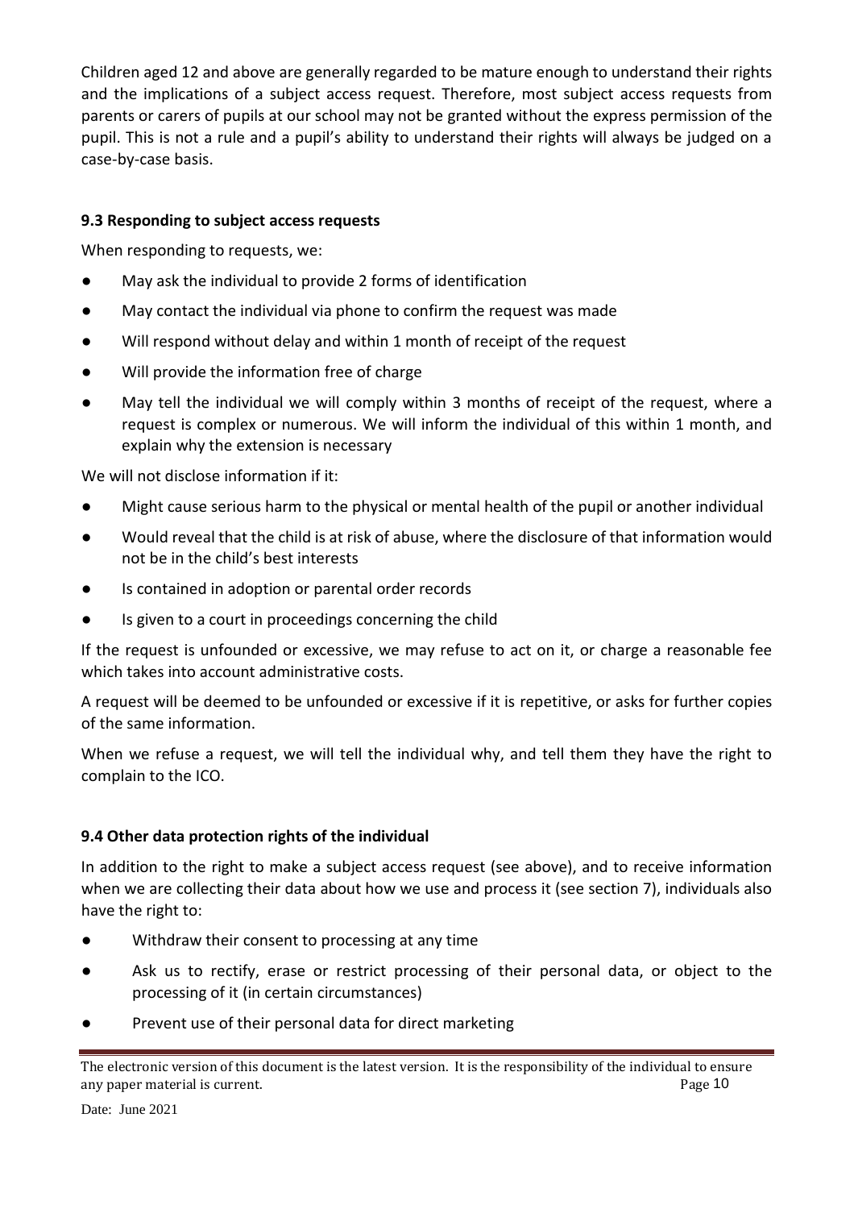Children aged 12 and above are generally regarded to be mature enough to understand their rights and the implications of a subject access request. Therefore, most subject access requests from parents or carers of pupils at our school may not be granted without the express permission of the pupil. This is not a rule and a pupil's ability to understand their rights will always be judged on a case-by-case basis.

### 9.3 Responding to subject access requests

When responding to requests, we:

- May ask the individual to provide 2 forms of identification
- May contact the individual via phone to confirm the request was made
- Will respond without delay and within 1 month of receipt of the request
- Will provide the information free of charge
- May tell the individual we will comply within 3 months of receipt of the request, where a request is complex or numerous. We will inform the individual of this within 1 month, and explain why the extension is necessary

We will not disclose information if it:

- Might cause serious harm to the physical or mental health of the pupil or another individual
- Would reveal that the child is at risk of abuse, where the disclosure of that information would not be in the child's best interests
- Is contained in adoption or parental order records
- Is given to a court in proceedings concerning the child

If the request is unfounded or excessive, we may refuse to act on it, or charge a reasonable fee which takes into account administrative costs.

A request will be deemed to be unfounded or excessive if it is repetitive, or asks for further copies of the same information.

When we refuse a request, we will tell the individual why, and tell them they have the right to complain to the ICO.

### 9.4 Other data protection rights of the individual

In addition to the right to make a subject access request (see above), and to receive information when we are collecting their data about how we use and process it (see section 7), individuals also have the right to:

- Withdraw their consent to processing at any time
- Ask us to rectify, erase or restrict processing of their personal data, or object to the processing of it (in certain circumstances)
- Prevent use of their personal data for direct marketing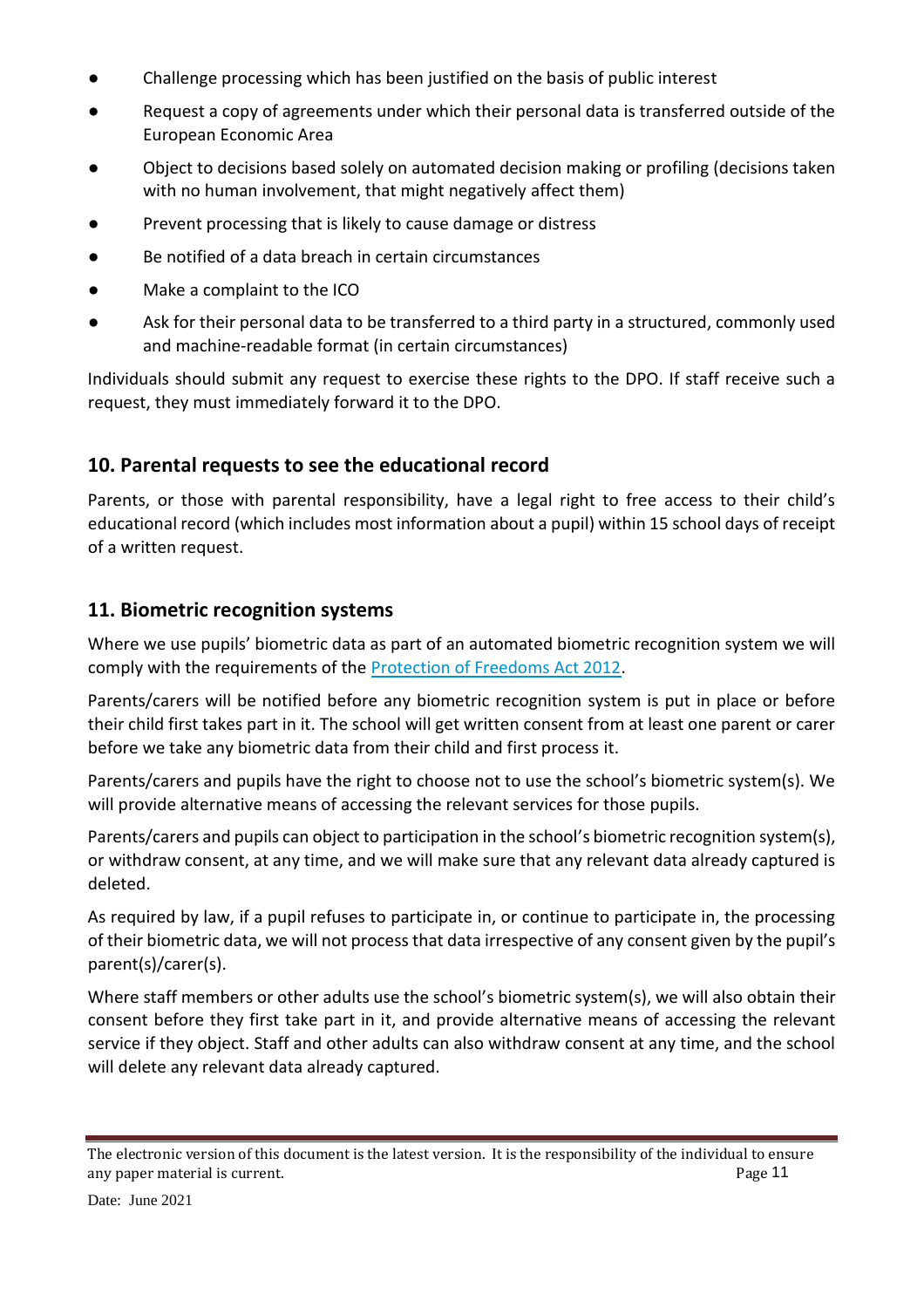- Challenge processing which has been justified on the basis of public interest
- Request a copy of agreements under which their personal data is transferred outside of the European Economic Area
- Object to decisions based solely on automated decision making or profiling (decisions taken with no human involvement, that might negatively affect them)
- Prevent processing that is likely to cause damage or distress
- Be notified of a data breach in certain circumstances
- Make a complaint to the ICO
- Ask for their personal data to be transferred to a third party in a structured, commonly used and machine-readable format (in certain circumstances)

Individuals should submit any request to exercise these rights to the DPO. If staff receive such a request, they must immediately forward it to the DPO.

## 10. Parental requests to see the educational record

Parents, or those with parental responsibility, have a legal right to free access to their child's educational record (which includes most information about a pupil) within 15 school days of receipt of a written request.

## 11. Biometric recognition systems

Where we use pupils' biometric data as part of an automated biometric recognition system we will comply with the requirements of the [Protection of Freedoms Act 2012](#).

Parents/carers will be notified before any biometric recognition system is put in place or before their child first takes part in it. The school will get written consent from at least one parent or carer before we take any biometric data from their child and first process it.

Parents/carers and pupils have the right to choose not to use the school's biometric system(s). We will provide alternative means of accessing the relevant services for those pupils.

Parents/carers and pupils can object to participation in the school's biometric recognition system(s), or withdraw consent, at any time, and we will make sure that any relevant data already captured is deleted.

As required by law, if a pupil refuses to participate in, or continue to participate in, the processing of their biometric data, we will not process that data irrespective of any consent given by the pupil's parent(s)/carer(s).

Where staff members or other adults use the school's biometric system(s), we will also obtain their consent before they first take part in it, and provide alternative means of accessing the relevant service if they object. Staff and other adults can also withdraw consent at any time, and the school will delete any relevant data already captured.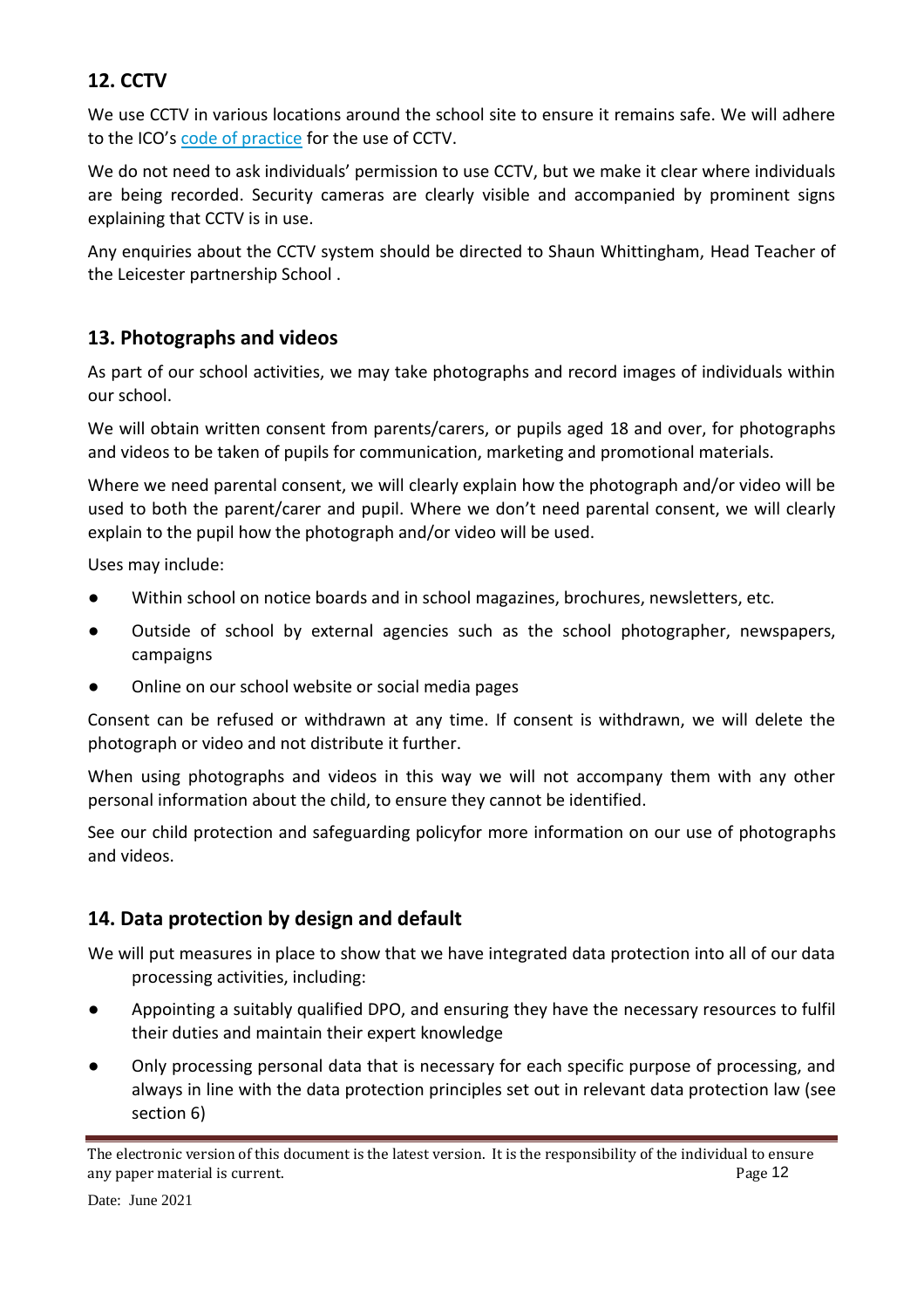## 12. CCTV

We use CCTV in various locations around the school site to ensure it remains safe. We will adhere to the ICO's code of practice for the use of CCTV.

We do not need to ask individuals' permission to use CCTV, but we make it clear where individuals are being recorded. Security cameras are clearly visible and accompanied by prominent signs explaining that CCTV is in use.

Any enquiries about the CCTV system should be directed to Shaun Whittingham, Head Teacher of the Leicester partnership School .

## 13. Photographs and videos

As part of our school activities, we may take photographs and record images of individuals within our school.

We will obtain written consent from parents/carers, or pupils aged 18 and over, for photographs and videos to be taken of pupils for communication, marketing and promotional materials.

Where we need parental consent, we will clearly explain how the photograph and/or video will be used to both the parent/carer and pupil. Where we don't need parental consent, we will clearly explain to the pupil how the photograph and/or video will be used.

Uses may include:

- Within school on notice boards and in school magazines, brochures, newsletters, etc.
- Outside of school by external agencies such as the school photographer, newspapers, campaigns
- Online on our school website or social media pages

Consent can be refused or withdrawn at any time. If consent is withdrawn, we will delete the photograph or video and not distribute it further.

When using photographs and videos in this way we will not accompany them with any other personal information about the child, to ensure they cannot be identified.

See our child protection and safeguarding policyfor more information on our use of photographs and videos.

## 14. Data protection by design and default

We will put measures in place to show that we have integrated data protection into all of our data processing activities, including:

- Appointing a suitably qualified DPO, and ensuring they have the necessary resources to fulfil their duties and maintain their expert knowledge
- Only processing personal data that is necessary for each specific purpose of processing, and always in line with the data protection principles set out in relevant data protection law (see section 6)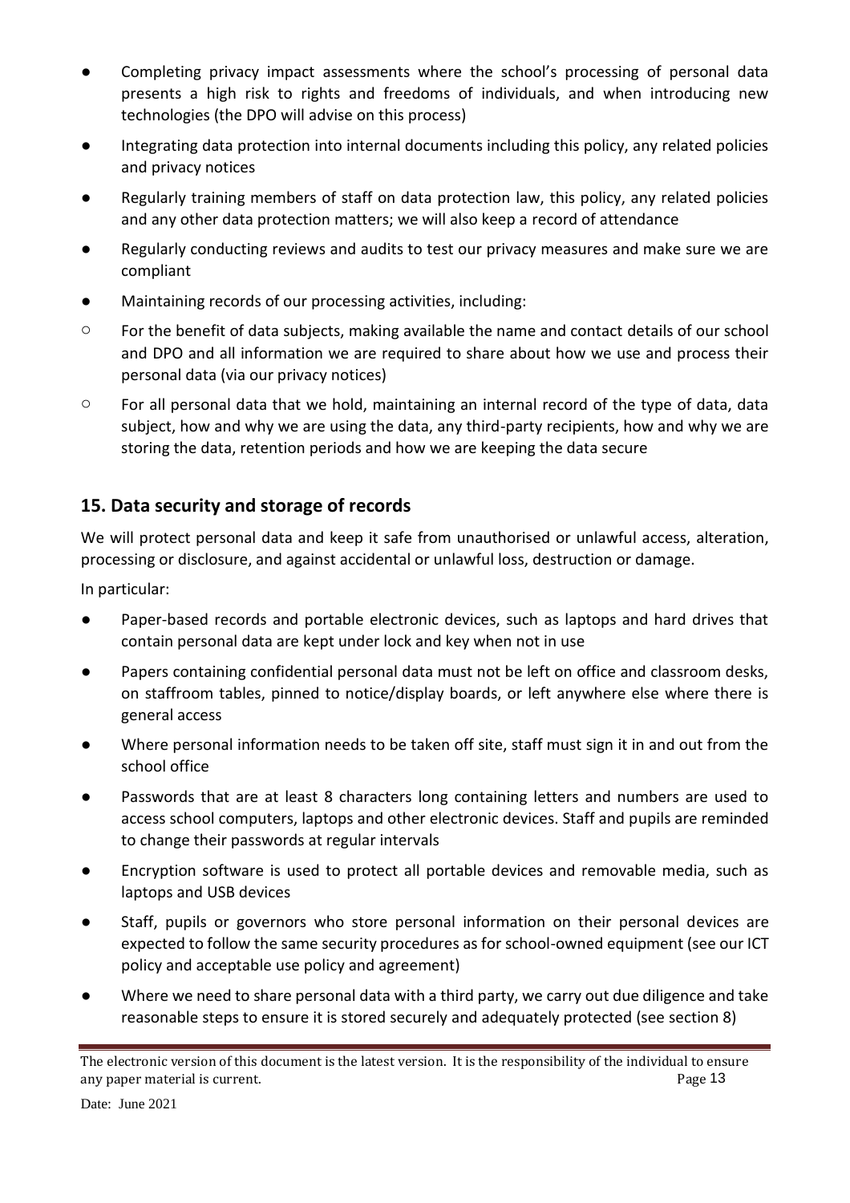- Completing privacy impact assessments where the school's processing of personal data presents a high risk to rights and freedoms of individuals, and when introducing new technologies (the DPO will advise on this process)
- Integrating data protection into internal documents including this policy, any related policies and privacy notices
- Regularly training members of staff on data protection law, this policy, any related policies and any other data protection matters; we will also keep a record of attendance
- Regularly conducting reviews and audits to test our privacy measures and make sure we are compliant
- Maintaining records of our processing activities, including:
    - For the benefit of data subjects, making available the name and contact details of our school and DPO and all information we are required to share about how we use and process their personal data (via our privacy notices)
    - For all personal data that we hold, maintaining an internal record of the type of data, data subject, how and why we are using the data, any third-party recipients, how and why we are storing the data, retention periods and how we are keeping the data secure

## 15. Data security and storage of records

We will protect personal data and keep it safe from unauthorised or unlawful access, alteration, processing or disclosure, and against accidental or unlawful loss, destruction or damage.

In particular:

- Paper-based records and portable electronic devices, such as laptops and hard drives that contain personal data are kept under lock and key when not in use
- Papers containing confidential personal data must not be left on office and classroom desks, on staffroom tables, pinned to notice/display boards, or left anywhere else where there is general access
- Where personal information needs to be taken off site, staff must sign it in and out from the school office
- Passwords that are at least 8 characters long containing letters and numbers are used to access school computers, laptops and other electronic devices. Staff and pupils are reminded to change their passwords at regular intervals
- Encryption software is used to protect all portable devices and removable media, such as laptops and USB devices
- Staff, pupils or governors who store personal information on their personal devices are expected to follow the same security procedures as for school-owned equipment (see our ICT policy and acceptable use policy and agreement)
- Where we need to share personal data with a third party, we carry out due diligence and take reasonable steps to ensure it is stored securely and adequately protected (see section 8)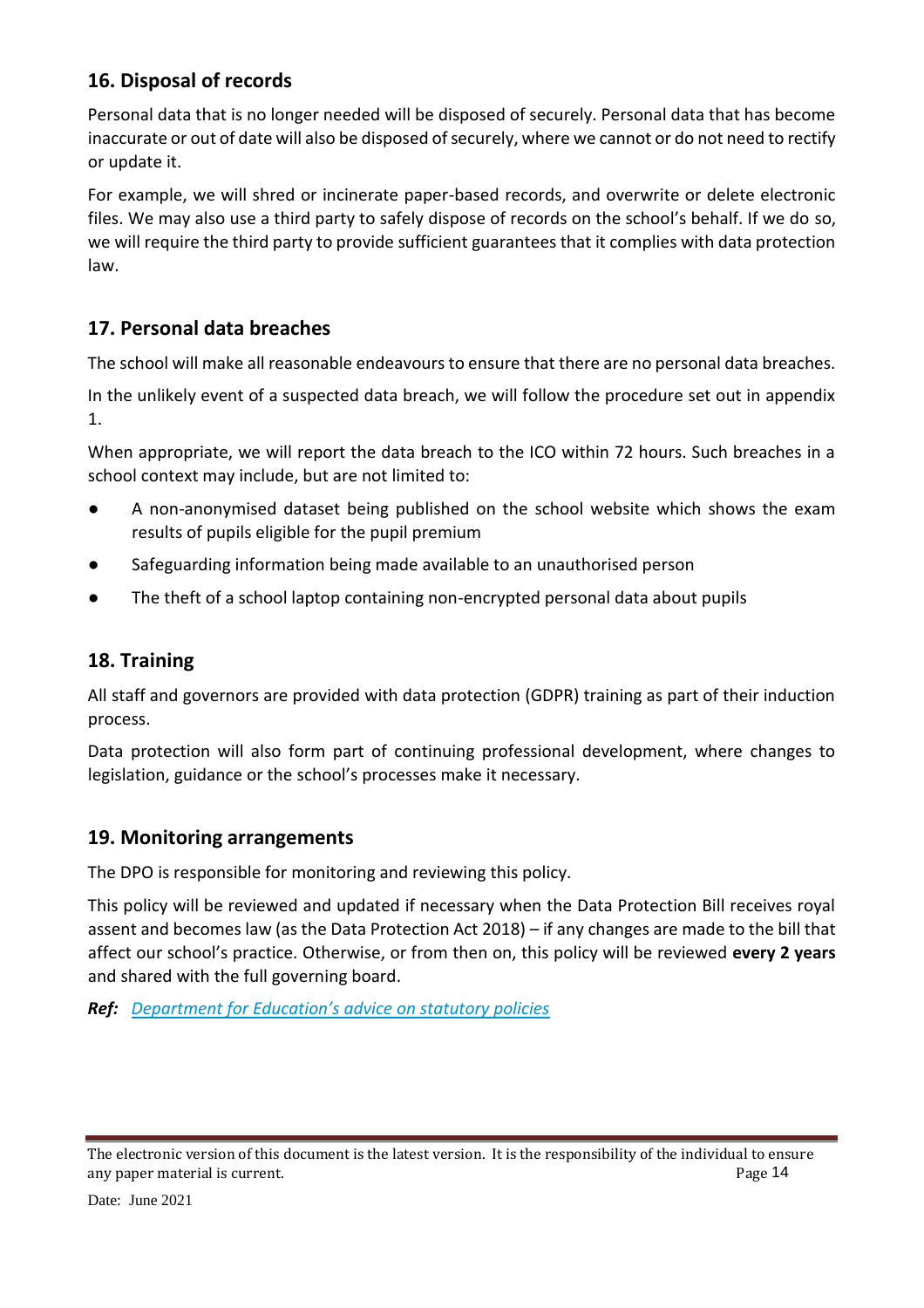## 16. Disposal of records

Personal data that is no longer needed will be disposed of securely. Personal data that has become inaccurate or out of date will also be disposed of securely, where we cannot or do not need to rectify or update it.

For example, we will shred or incinerate paper-based records, and overwrite or delete electronic files. We may also use a third party to safely dispose of records on the school's behalf. If we do so, we will require the third party to provide sufficient guarantees that it complies with data protection law.

## 17. Personal data breaches

The school will make all reasonable endeavours to ensure that there are no personal data breaches.

In the unlikely event of a suspected data breach, we will follow the procedure set out in appendix 1.

When appropriate, we will report the data breach to the ICO within 72 hours. Such breaches in a school context may include, but are not limited to:

- A non-anonymised dataset being published on the school website which shows the exam results of pupils eligible for the pupil premium
- Safeguarding information being made available to an unauthorised person
- The theft of a school laptop containing non-encrypted personal data about pupils

## 18. Training

All staff and governors are provided with data protection (GDPR) training as part of their induction process.

Data protection will also form part of continuing professional development, where changes to legislation, guidance or the school's processes make it necessary.

## 19. Monitoring arrangements

The DPO is responsible for monitoring and reviewing this policy.

This policy will be reviewed and updated if necessary when the Data Protection Bill receives royal assent and becomes law (as the Data Protection Act 2018) – if any changes are made to the bill that affect our school's practice. Otherwise, or from then on, this policy will be reviewed **every 2 years** and shared with the full governing board.

***Ref:*** *Department for Education's advice on statutory policies*

The electronic version of this document is the latest version. It is the responsibility of the individual to ensure any paper material is current.

Date: June 2021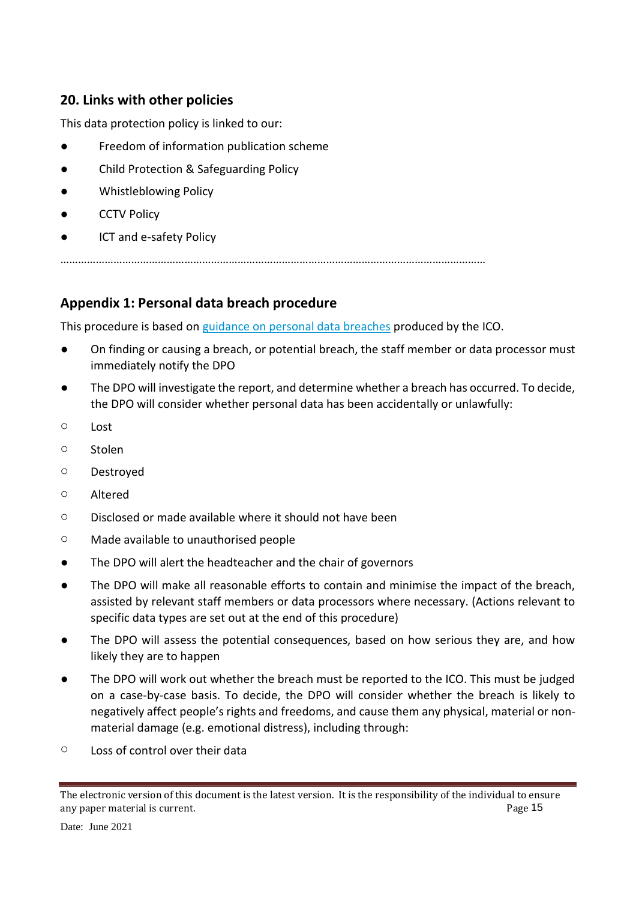## 20. Links with other policies

This data protection policy is linked to our:

- Freedom of information publication scheme
- Child Protection & Safeguarding Policy
- Whistleblowing Policy
- CCTV Policy
- ICT and e-safety Policy

………………………………………………………………………………………………………………………

## Appendix 1: Personal data breach procedure

This procedure is based on [guidance on personal data breaches]() produced by the ICO.

- On finding or causing a breach, or potential breach, the staff member or data processor must immediately notify the DPO
- The DPO will investigate the report, and determine whether a breach has occurred. To decide, the DPO will consider whether personal data has been accidentally or unlawfully:
  - Lost
  - Stolen
  - Destroyed
  - Altered
  - Disclosed or made available where it should not have been
  - Made available to unauthorised people
- The DPO will alert the headteacher and the chair of governors
- The DPO will make all reasonable efforts to contain and minimise the impact of the breach, assisted by relevant staff members or data processors where necessary. (Actions relevant to specific data types are set out at the end of this procedure)
- The DPO will assess the potential consequences, based on how serious they are, and how likely they are to happen
- The DPO will work out whether the breach must be reported to the ICO. This must be judged on a case-by-case basis. To decide, the DPO will consider whether the breach is likely to negatively affect people's rights and freedoms, and cause them any physical, material or non-material damage (e.g. emotional distress), including through:
  - Loss of control over their data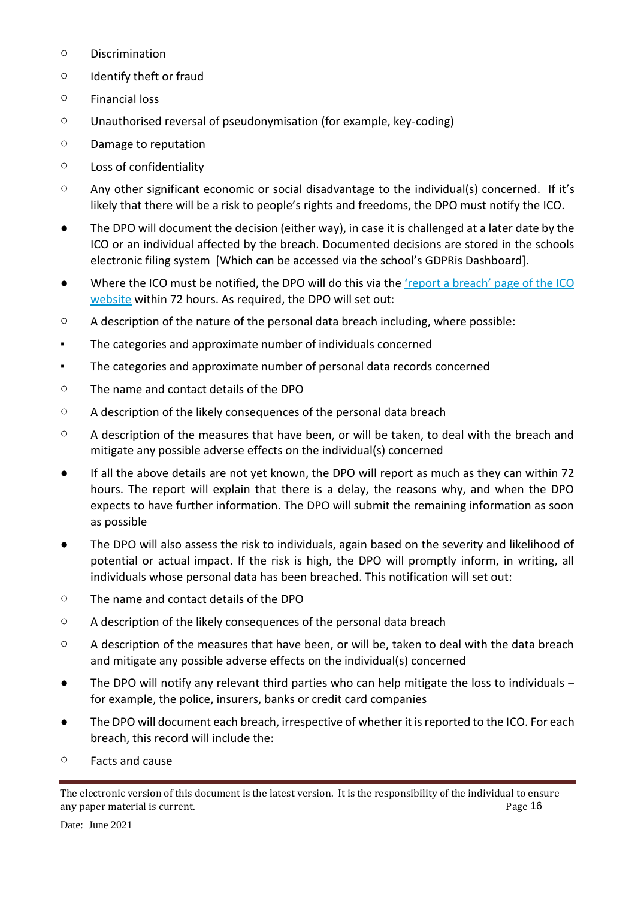- Discrimination
   - Identify theft or fraud
   - Financial loss
   - Unauthorised reversal of pseudonymisation (for example, key-coding)
   - Damage to reputation
   - Loss of confidentiality
   - Any other significant economic or social disadvantage to the individual(s) concerned. If it's likely that there will be a risk to people's rights and freedoms, the DPO must notify the ICO.
- The DPO will document the decision (either way), in case it is challenged at a later date by the ICO or an individual affected by the breach. Documented decisions are stored in the schools electronic filing system [Which can be accessed via the school's GDPRis Dashboard].
- Where the ICO must be notified, the DPO will do this via the ['report a breach' page of the ICO website]() within 72 hours. As required, the DPO will set out:
   - A description of the nature of the personal data breach including, where possible:
      - The categories and approximate number of individuals concerned
      - The categories and approximate number of personal data records concerned
   - The name and contact details of the DPO
   - A description of the likely consequences of the personal data breach
   - A description of the measures that have been, or will be taken, to deal with the breach and mitigate any possible adverse effects on the individual(s) concerned
- If all the above details are not yet known, the DPO will report as much as they can within 72 hours. The report will explain that there is a delay, the reasons why, and when the DPO expects to have further information. The DPO will submit the remaining information as soon as possible
- The DPO will also assess the risk to individuals, again based on the severity and likelihood of potential or actual impact. If the risk is high, the DPO will promptly inform, in writing, all individuals whose personal data has been breached. This notification will set out:
   - The name and contact details of the DPO
   - A description of the likely consequences of the personal data breach
   - A description of the measures that have been, or will be, taken to deal with the data breach and mitigate any possible adverse effects on the individual(s) concerned
- The DPO will notify any relevant third parties who can help mitigate the loss to individuals – for example, the police, insurers, banks or credit card companies
- The DPO will document each breach, irrespective of whether it is reported to the ICO. For each breach, this record will include the:
   - Facts and cause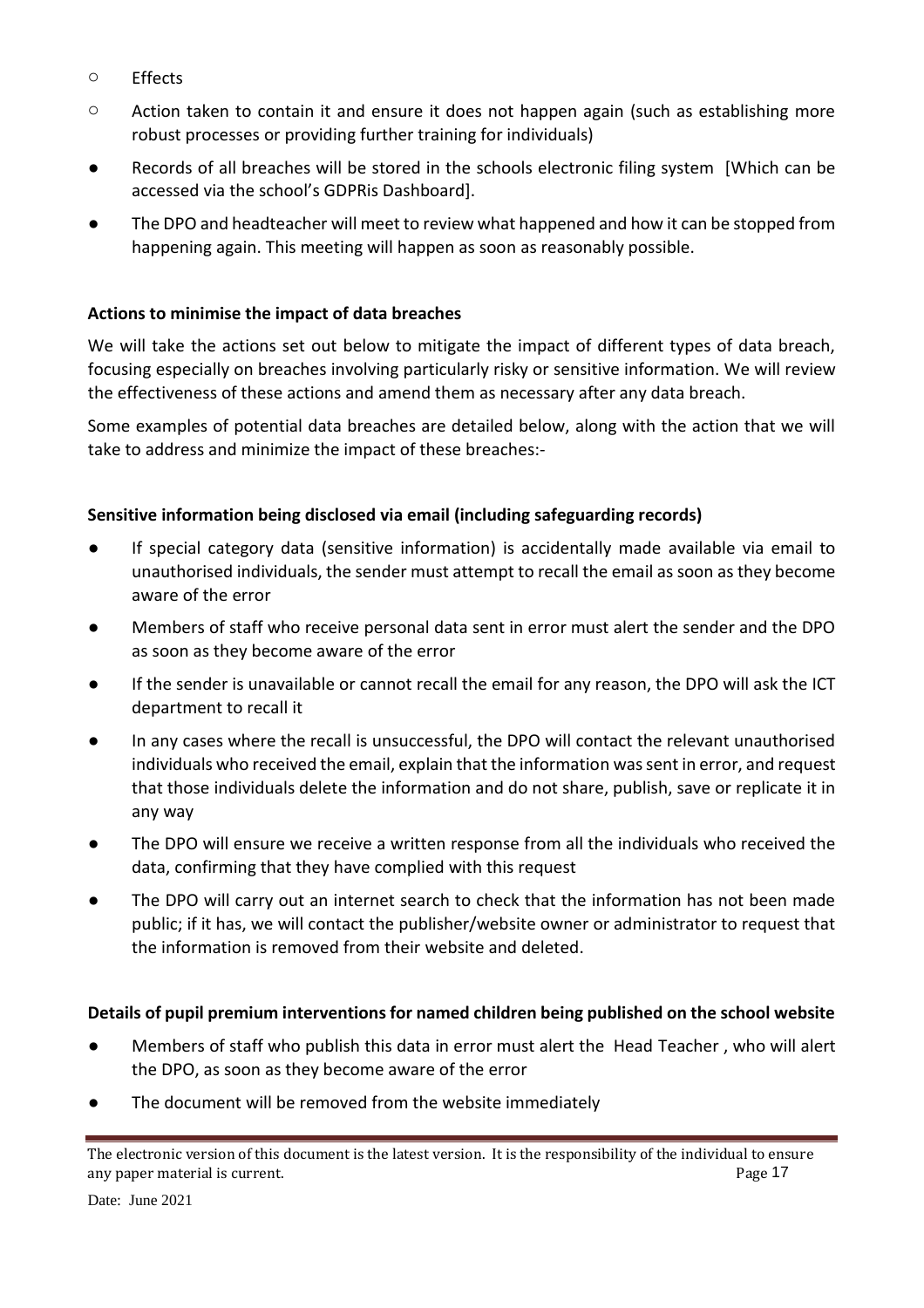- Effects
- Action taken to contain it and ensure it does not happen again (such as establishing more robust processes or providing further training for individuals)

- Records of all breaches will be stored in the schools electronic filing system [Which can be accessed via the school's GDPRis Dashboard].
- The DPO and headteacher will meet to review what happened and how it can be stopped from happening again. This meeting will happen as soon as reasonably possible.

**Actions to minimise the impact of data breaches**

We will take the actions set out below to mitigate the impact of different types of data breach, focusing especially on breaches involving particularly risky or sensitive information. We will review the effectiveness of these actions and amend them as necessary after any data breach.

Some examples of potential data breaches are detailed below, along with the action that we will take to address and minimize the impact of these breaches:-

**Sensitive information being disclosed via email (including safeguarding records)**

- If special category data (sensitive information) is accidentally made available via email to unauthorised individuals, the sender must attempt to recall the email as soon as they become aware of the error
- Members of staff who receive personal data sent in error must alert the sender and the DPO as soon as they become aware of the error
- If the sender is unavailable or cannot recall the email for any reason, the DPO will ask the ICT department to recall it
- In any cases where the recall is unsuccessful, the DPO will contact the relevant unauthorised individuals who received the email, explain that the information was sent in error, and request that those individuals delete the information and do not share, publish, save or replicate it in any way
- The DPO will ensure we receive a written response from all the individuals who received the data, confirming that they have complied with this request
- The DPO will carry out an internet search to check that the information has not been made public; if it has, we will contact the publisher/website owner or administrator to request that the information is removed from their website and deleted.

**Details of pupil premium interventions for named children being published on the school website**

- Members of staff who publish this data in error must alert the Head Teacher , who will alert the DPO, as soon as they become aware of the error
- The document will be removed from the website immediately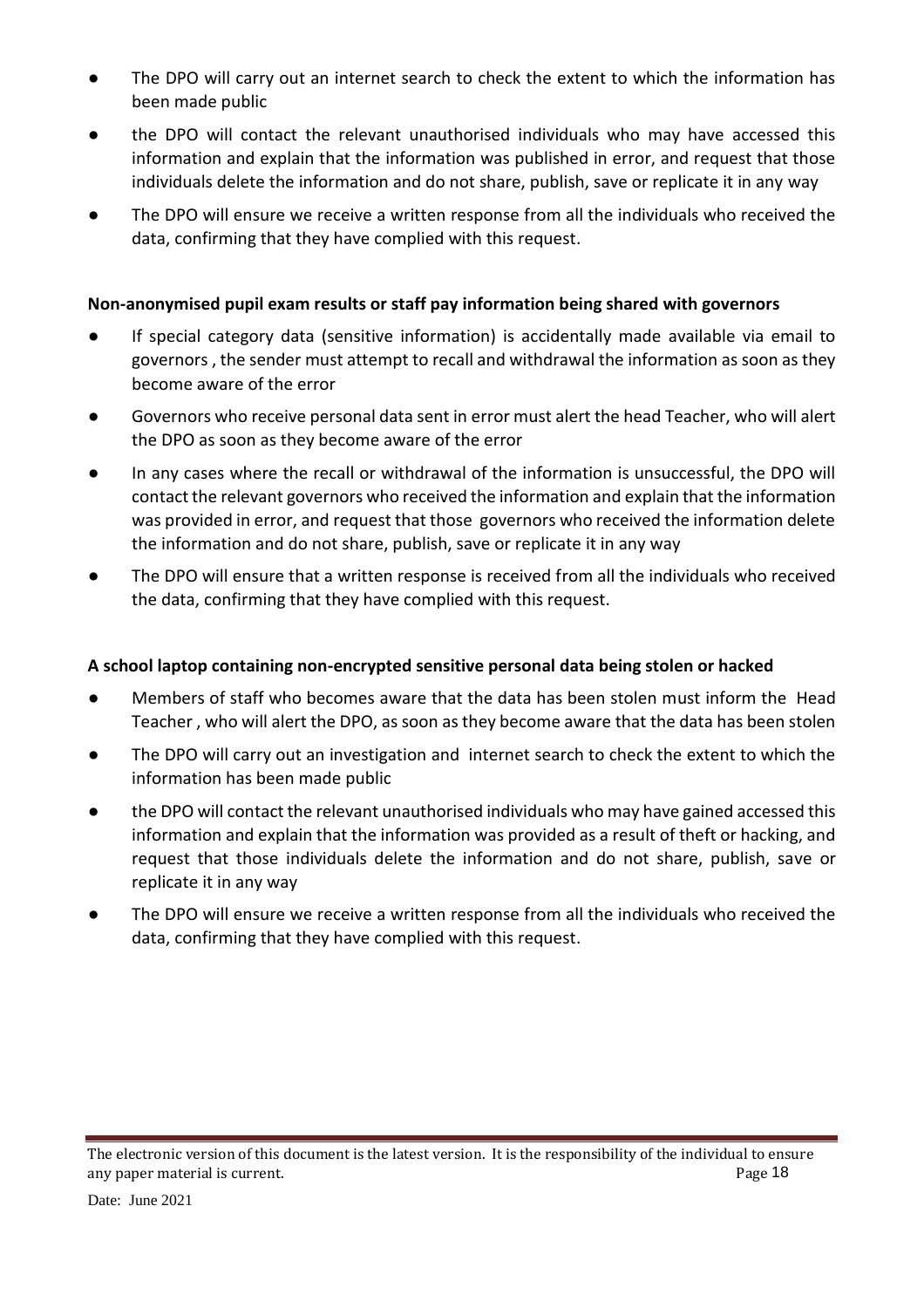- The DPO will carry out an internet search to check the extent to which the information has been made public
- the DPO will contact the relevant unauthorised individuals who may have accessed this information and explain that the information was published in error, and request that those individuals delete the information and do not share, publish, save or replicate it in any way
- The DPO will ensure we receive a written response from all the individuals who received the data, confirming that they have complied with this request.

**Non-anonymised pupil exam results or staff pay information being shared with governors**

- If special category data (sensitive information) is accidentally made available via email to governors , the sender must attempt to recall and withdrawal the information as soon as they become aware of the error
- Governors who receive personal data sent in error must alert the head Teacher, who will alert the DPO as soon as they become aware of the error
- In any cases where the recall or withdrawal of the information is unsuccessful, the DPO will contact the relevant governors who received the information and explain that the information was provided in error, and request that those governors who received the information delete the information and do not share, publish, save or replicate it in any way
- The DPO will ensure that a written response is received from all the individuals who received the data, confirming that they have complied with this request.

**A school laptop containing non-encrypted sensitive personal data being stolen or hacked**

- Members of staff who becomes aware that the data has been stolen must inform the Head Teacher , who will alert the DPO, as soon as they become aware that the data has been stolen
- The DPO will carry out an investigation and internet search to check the extent to which the information has been made public
- the DPO will contact the relevant unauthorised individuals who may have gained accessed this information and explain that the information was provided as a result of theft or hacking, and request that those individuals delete the information and do not share, publish, save or replicate it in any way
- The DPO will ensure we receive a written response from all the individuals who received the data, confirming that they have complied with this request.

The electronic version of this document is the latest version. It is the responsibility of the individual to ensure any paper material is current.

Date: June 2021